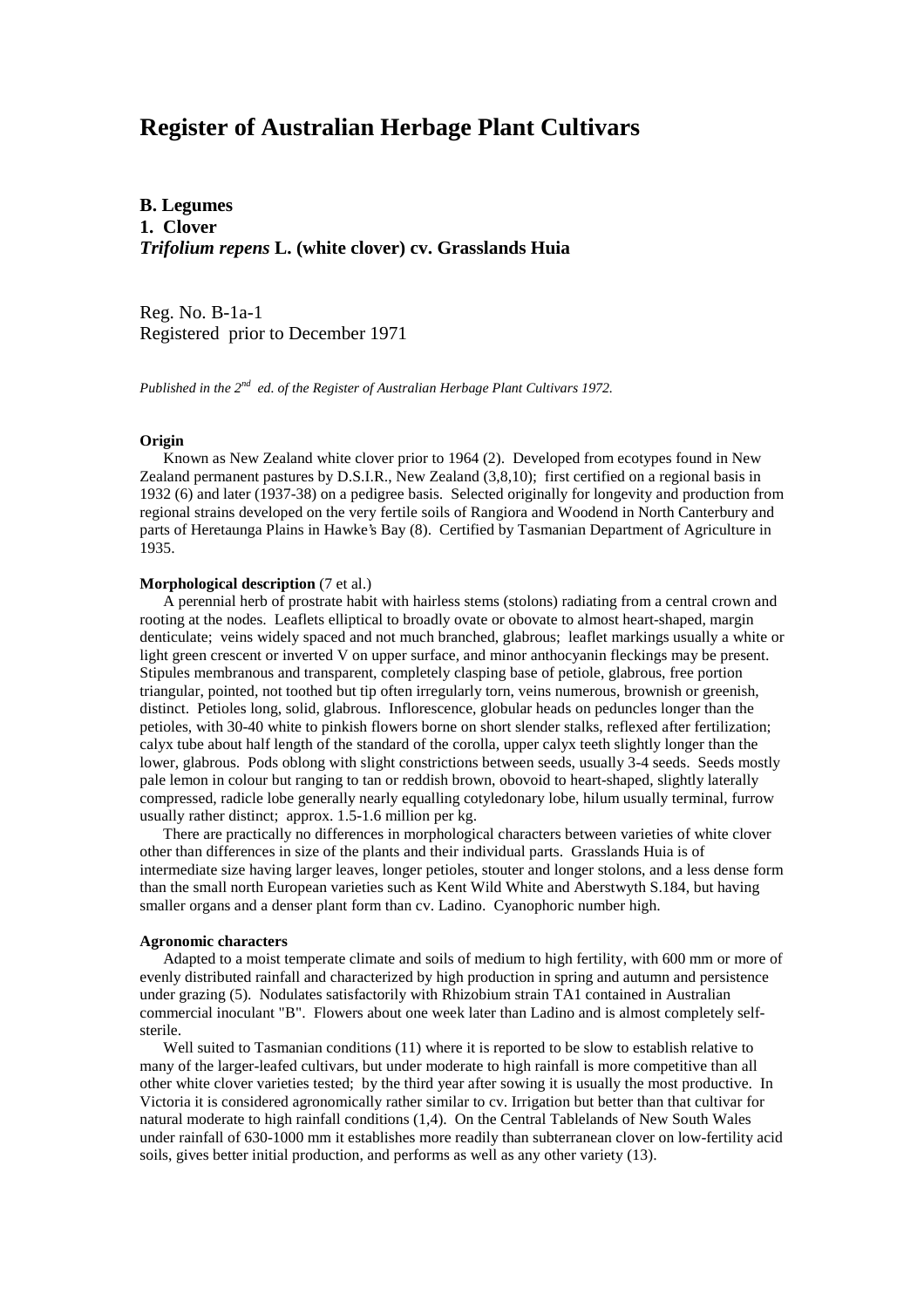# Register of Australian Herbage Plant Cultivars

**B. Legumes**
**1. Clover**
***Trifolium repens* L. (white clover) cv. Grasslands Huia**

Reg. No. B-1a-1
Registered prior to December 1971

*Published in the 2nd ed. of the Register of Australian Herbage Plant Cultivars 1972.*

**Origin**

Known as New Zealand white clover prior to 1964 (2). Developed from ecotypes found in New Zealand permanent pastures by D.S.I.R., New Zealand (3,8,10); first certified on a regional basis in 1932 (6) and later (1937-38) on a pedigree basis. Selected originally for longevity and production from regional strains developed on the very fertile soils of Rangiora and Woodend in North Canterbury and parts of Heretaunga Plains in Hawke's Bay (8). Certified by Tasmanian Department of Agriculture in 1935.

**Morphological description** (7 et al.)

A perennial herb of prostrate habit with hairless stems (stolons) radiating from a central crown and rooting at the nodes. Leaflets elliptical to broadly ovate or obovate to almost heart-shaped, margin denticulate; veins widely spaced and not much branched, glabrous; leaflet markings usually a white or light green crescent or inverted V on upper surface, and minor anthocyanin fleckings may be present. Stipules membranous and transparent, completely clasping base of petiole, glabrous, free portion triangular, pointed, not toothed but tip often irregularly torn, veins numerous, brownish or greenish, distinct. Petioles long, solid, glabrous. Inflorescence, globular heads on peduncles longer than the petioles, with 30-40 white to pinkish flowers borne on short slender stalks, reflexed after fertilization; calyx tube about half length of the standard of the corolla, upper calyx teeth slightly longer than the lower, glabrous. Pods oblong with slight constrictions between seeds, usually 3-4 seeds. Seeds mostly pale lemon in colour but ranging to tan or reddish brown, obovoid to heart-shaped, slightly laterally compressed, radicle lobe generally nearly equalling cotyledonary lobe, hilum usually terminal, furrow usually rather distinct; approx. 1.5-1.6 million per kg.

There are practically no differences in morphological characters between varieties of white clover other than differences in size of the plants and their individual parts. Grasslands Huia is of intermediate size having larger leaves, longer petioles, stouter and longer stolons, and a less dense form than the small north European varieties such as Kent Wild White and Aberstwyth S.184, but having smaller organs and a denser plant form than cv. Ladino. Cyanophoric number high.

**Agronomic characters**

Adapted to a moist temperate climate and soils of medium to high fertility, with 600 mm or more of evenly distributed rainfall and characterized by high production in spring and autumn and persistence under grazing (5). Nodulates satisfactorily with Rhizobium strain TA1 contained in Australian commercial inoculant "B". Flowers about one week later than Ladino and is almost completely self-sterile.

Well suited to Tasmanian conditions (11) where it is reported to be slow to establish relative to many of the larger-leafed cultivars, but under moderate to high rainfall is more competitive than all other white clover varieties tested; by the third year after sowing it is usually the most productive. In Victoria it is considered agronomically rather similar to cv. Irrigation but better than that cultivar for natural moderate to high rainfall conditions (1,4). On the Central Tablelands of New South Wales under rainfall of 630-1000 mm it establishes more readily than subterranean clover on low-fertility acid soils, gives better initial production, and performs as well as any other variety (13).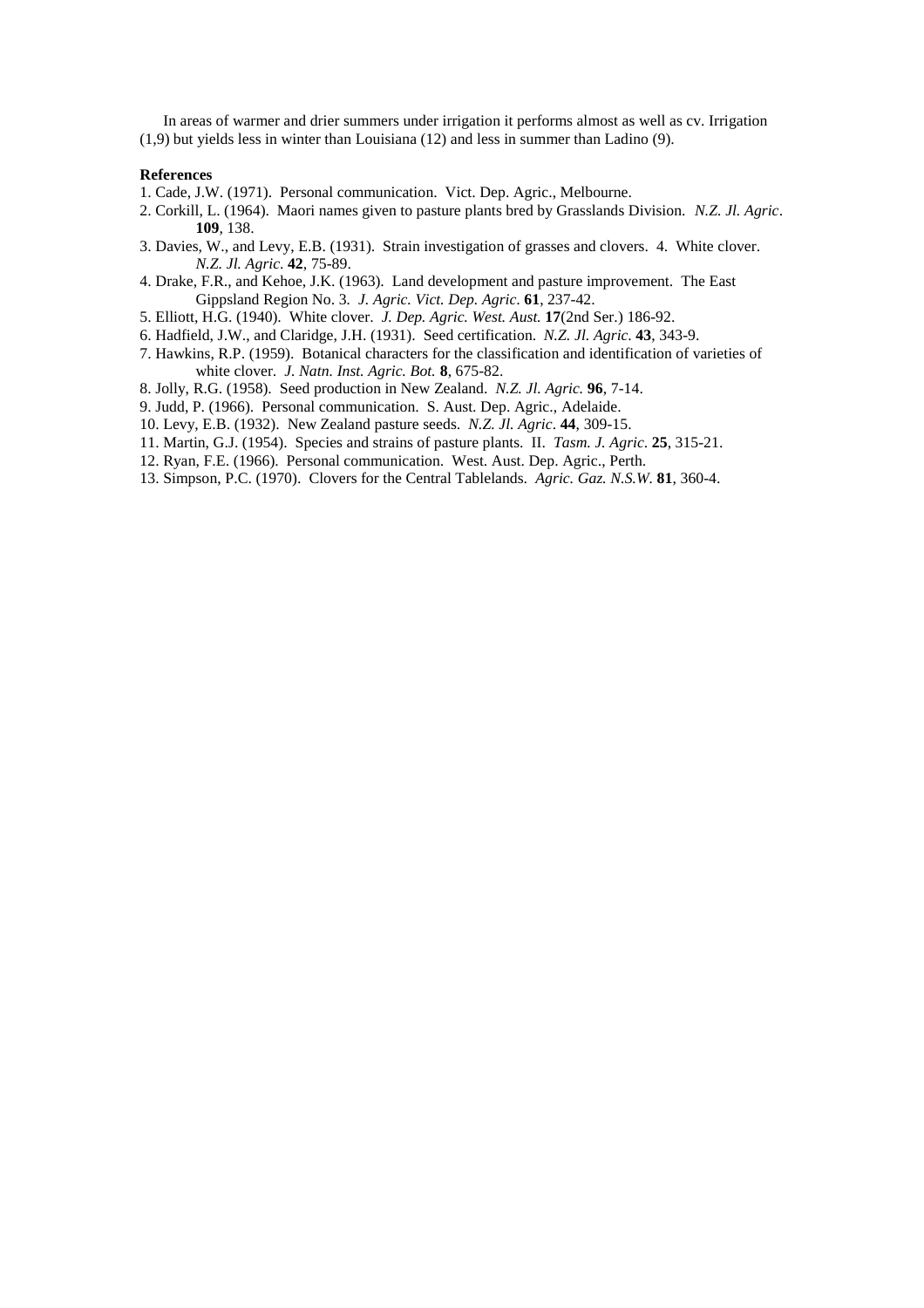In areas of warmer and drier summers under irrigation it performs almost as well as cv. Irrigation (1,9) but yields less in winter than Louisiana (12) and less in summer than Ladino (9).

**References**

1. Cade, J.W. (1971). Personal communication. Vict. Dep. Agric., Melbourne.
2. Corkill, L. (1964). Maori names given to pasture plants bred by Grasslands Division. *N.Z. Jl. Agric*. **109**, 138.
3. Davies, W., and Levy, E.B. (1931). Strain investigation of grasses and clovers. 4. White clover. *N.Z. Jl. Agric*. **42**, 75-89.
4. Drake, F.R., and Kehoe, J.K. (1963). Land development and pasture improvement. The East Gippsland Region No. 3. *J. Agric. Vict. Dep. Agric*. **61**, 237-42.
5. Elliott, H.G. (1940). White clover. *J. Dep. Agric. West. Aust.* **17**(2nd Ser.) 186-92.
6. Hadfield, J.W., and Claridge, J.H. (1931). Seed certification. *N.Z. Jl. Agric*. **43**, 343-9.
7. Hawkins, R.P. (1959). Botanical characters for the classification and identification of varieties of white clover. *J. Natn. Inst. Agric. Bot.* **8**, 675-82.
8. Jolly, R.G. (1958). Seed production in New Zealand. *N.Z. Jl. Agric.* **96**, 7-14.
9. Judd, P. (1966). Personal communication. S. Aust. Dep. Agric., Adelaide.
10. Levy, E.B. (1932). New Zealand pasture seeds. *N.Z. Jl. Agric*. **44**, 309-15.
11. Martin, G.J. (1954). Species and strains of pasture plants. II. *Tasm. J. Agric*. **25**, 315-21.
12. Ryan, F.E. (1966). Personal communication. West. Aust. Dep. Agric., Perth.
13. Simpson, P.C. (1970). Clovers for the Central Tablelands. *Agric. Gaz. N.S.W.* **81**, 360-4.